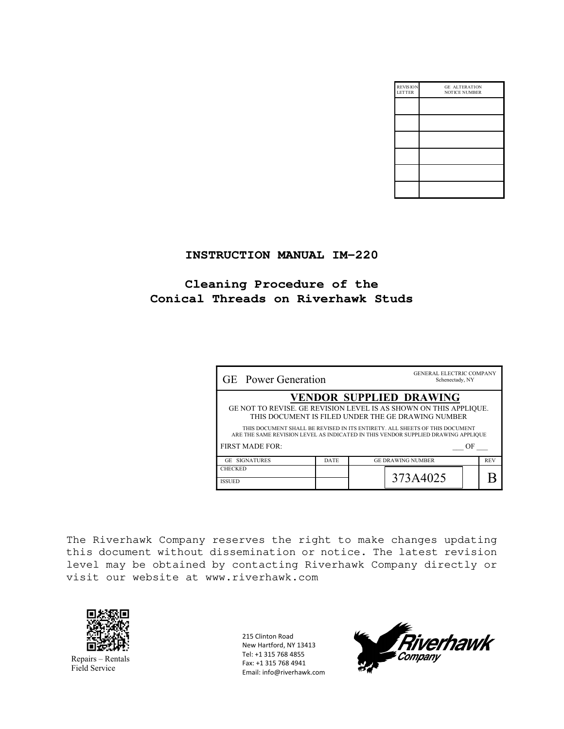| REVISION LETTER | GE ALTERATION NOTICE NUMBER |
|---|---|
| | |
| | |
| | |
| | |
| | |
| | |

# INSTRUCTION MANUAL IM–220

## Cleaning Procedure of the Conical Threads on Riverhawk Studs

| GE Power Generation | | GENERAL ELECTRIC COMPANY Schenectady, NY | |
|---|---|---|---|
| **VENDOR SUPPLIED DRAWING** GE NOT TO REVISE. GE REVISION LEVEL IS AS SHOWN ON THIS APPLIQUE. THIS DOCUMENT IS FILED UNDER THE GE DRAWING NUMBER. THIS DOCUMENT SHALL BE REVISED IN ITS ENTIRETY. ALL SHEETS OF THIS DOCUMENT ARE THE SAME REVISION LEVEL AS INDICATED IN THIS VENDOR SUPPLIED DRAWING APPLIQUE | | | |
| FIRST MADE FOR: | | ___ OF ___ | |
| GE SIGNATURES | DATE | GE DRAWING NUMBER | REV |
| CHECKED | | 373A4025 | B |
| ISSUED | | | |

The Riverhawk Company reserves the right to make changes updating this document without dissemination or notice. The latest revision level may be obtained by contacting Riverhawk Company directly or visit our website at www.riverhawk.com

Repairs – Rentals
Field Service

215 Clinton Road
New Hartford, NY 13413
Tel: +1 315 768 4855
Fax: +1 315 768 4941
Email: info@riverhawk.com

Riverhawk Company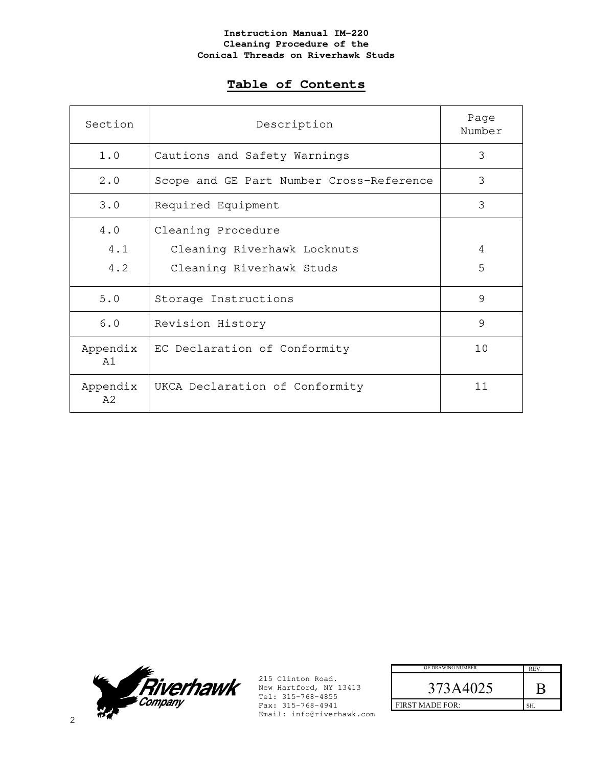**Instruction Manual IM-220**
**Cleaning Procedure of the**
**Conical Threads on Riverhawk Studs**

## Table of Contents

| Section | Description | Page Number |
|---|---|---|
| 1.0 | Cautions and Safety Warnings | 3 |
| 2.0 | Scope and GE Part Number Cross-Reference | 3 |
| 3.0 | Required Equipment | 3 |
| 4.0 | Cleaning Procedure | |
| 4.1 | Cleaning Riverhawk Locknuts | 4 |
| 4.2 | Cleaning Riverhawk Studs | 5 |
| 5.0 | Storage Instructions | 9 |
| 6.0 | Revision History | 9 |
| Appendix A1 | EC Declaration of Conformity | 10 |
| Appendix A2 | UKCA Declaration of Conformity | 11 |

215 Clinton Road.
New Hartford, NY 13413
Tel: 315-768-4855
Fax: 315-768-4941
Email: info@riverhawk.com

| GE DRAWING NUMBER | REV. |
|---|---|
| 373A4025 | B |
| FIRST MADE FOR: | SH. |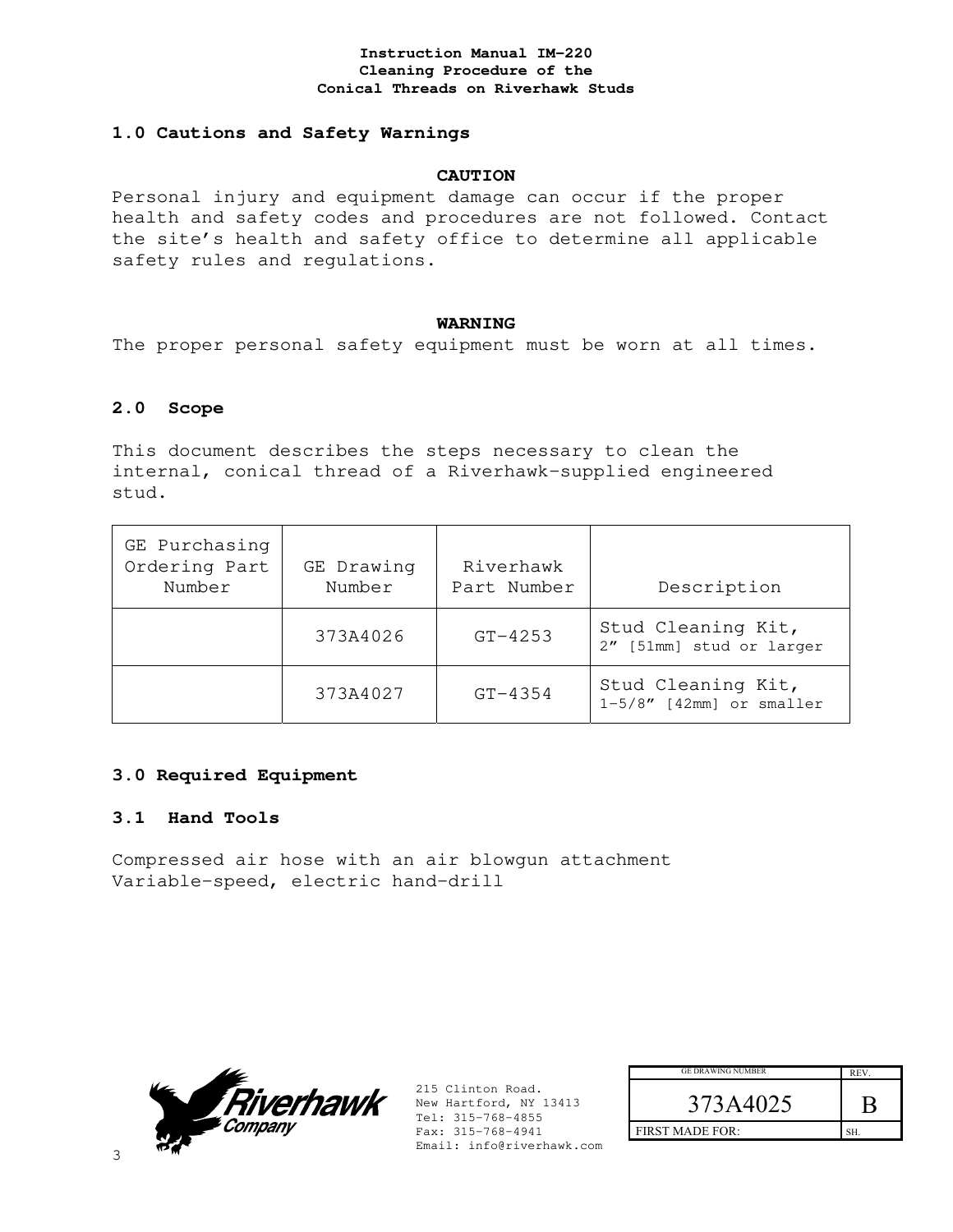## 1.0 Cautions and Safety Warnings

**CAUTION**

Personal injury and equipment damage can occur if the proper health and safety codes and procedures are not followed. Contact the site's health and safety office to determine all applicable safety rules and regulations.

**WARNING**

The proper personal safety equipment must be worn at all times.

## 2.0 Scope

This document describes the steps necessary to clean the internal, conical thread of a Riverhawk-supplied engineered stud.

| GE Purchasing Ordering Part Number | GE Drawing Number | Riverhawk Part Number | Description |
|---|---|---|---|
| | 373A4026 | GT-4253 | Stud Cleaning Kit, 2" [51mm] stud or larger |
| | 373A4027 | GT-4354 | Stud Cleaning Kit, 1-5/8" [42mm] or smaller |

## 3.0 Required Equipment

### 3.1 Hand Tools

Compressed air hose with an air blowgun attachment
Variable-speed, electric hand-drill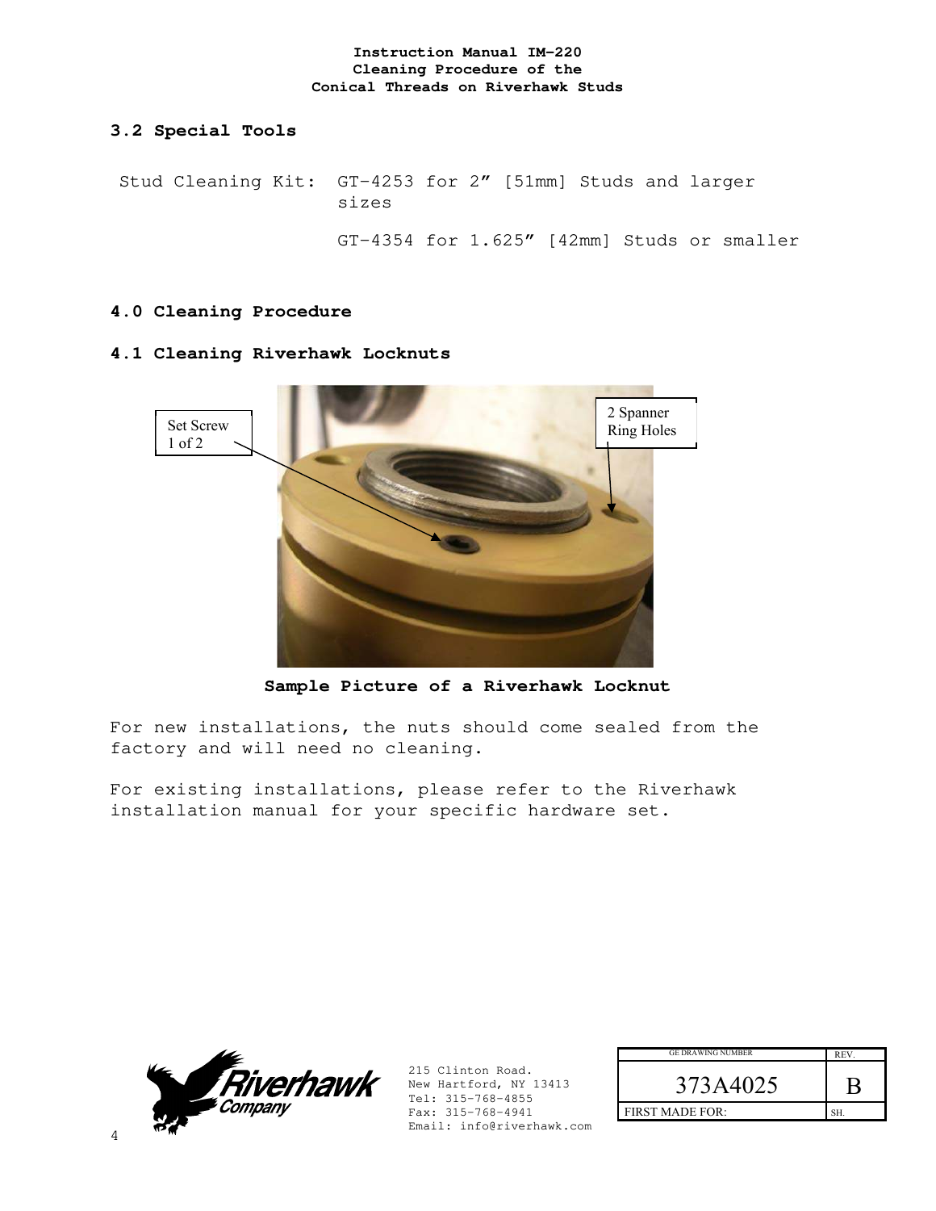## 3.2 Special Tools

Stud Cleaning Kit: GT-4253 for 2” [51mm] Studs and larger sizes

GT-4354 for 1.625” [42mm] Studs or smaller

## 4.0 Cleaning Procedure

### 4.1 Cleaning Riverhawk Locknuts

Set Screw 1 of 2

2 Spanner Ring Holes

**Sample Picture of a Riverhawk Locknut**

For new installations, the nuts should come sealed from the factory and will need no cleaning.

For existing installations, please refer to the Riverhawk installation manual for your specific hardware set.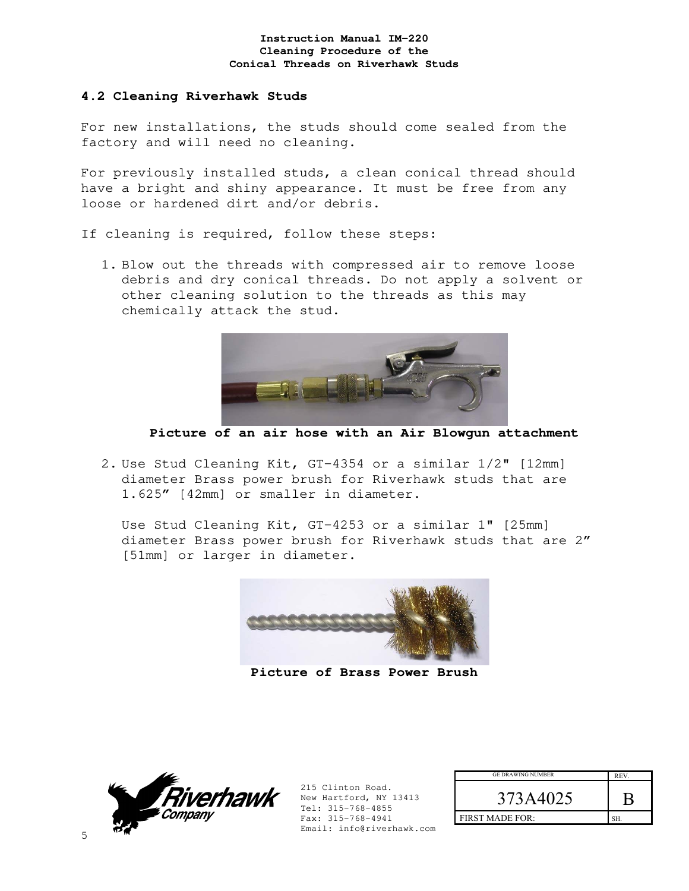## 4.2 Cleaning Riverhawk Studs

For new installations, the studs should come sealed from the factory and will need no cleaning.

For previously installed studs, a clean conical thread should have a bright and shiny appearance. It must be free from any loose or hardened dirt and/or debris.

If cleaning is required, follow these steps:

1. Blow out the threads with compressed air to remove loose debris and dry conical threads. Do not apply a solvent or other cleaning solution to the threads as this may chemically attack the stud.

   **Picture of an air hose with an Air Blowgun attachment**

2. Use Stud Cleaning Kit, GT-4354 or a similar 1/2" [12mm] diameter Brass power brush for Riverhawk studs that are 1.625" [42mm] or smaller in diameter.

   Use Stud Cleaning Kit, GT-4253 or a similar 1" [25mm] diameter Brass power brush for Riverhawk studs that are 2" [51mm] or larger in diameter.

   **Picture of Brass Power Brush**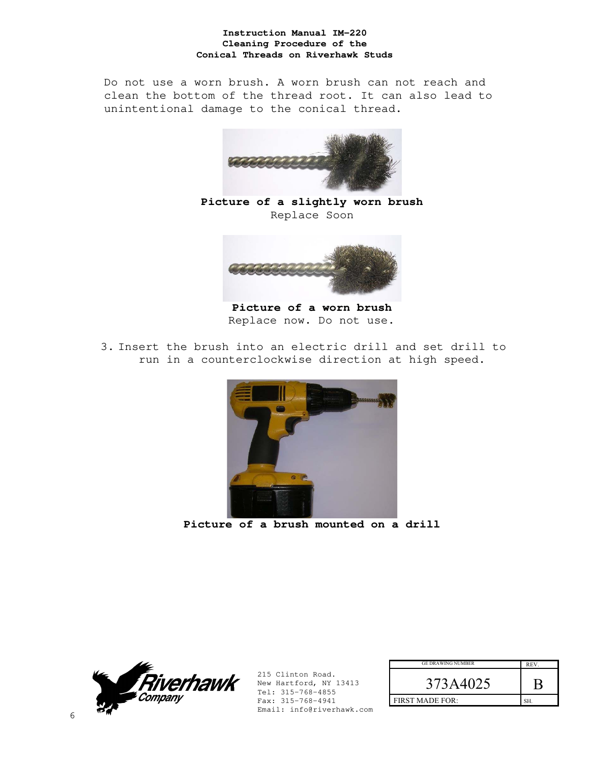Do not use a worn brush. A worn brush can not reach and clean the bottom of the thread root. It can also lead to unintentional damage to the conical thread.

**Picture of a slightly worn brush**

Replace Soon

**Picture of a worn brush**

Replace now. Do not use.

3. Insert the brush into an electric drill and set drill to run in a counterclockwise direction at high speed.

**Picture of a brush mounted on a drill**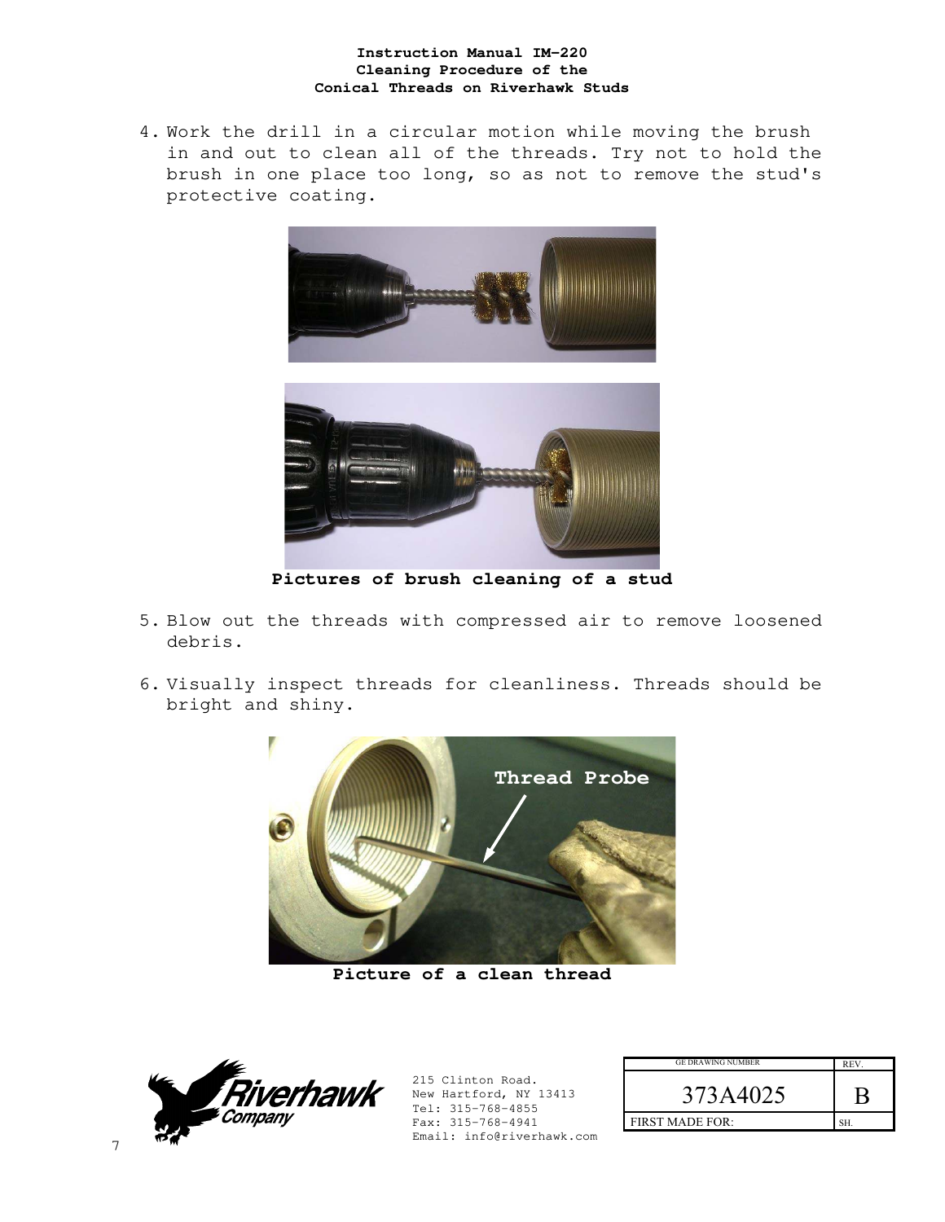4. Work the drill in a circular motion while moving the brush in and out to clean all of the threads. Try not to hold the brush in one place too long, so as not to remove the stud's protective coating.

**Pictures of brush cleaning of a stud**

5. Blow out the threads with compressed air to remove loosened debris.

6. Visually inspect threads for cleanliness. Threads should be bright and shiny.

**Picture of a clean thread**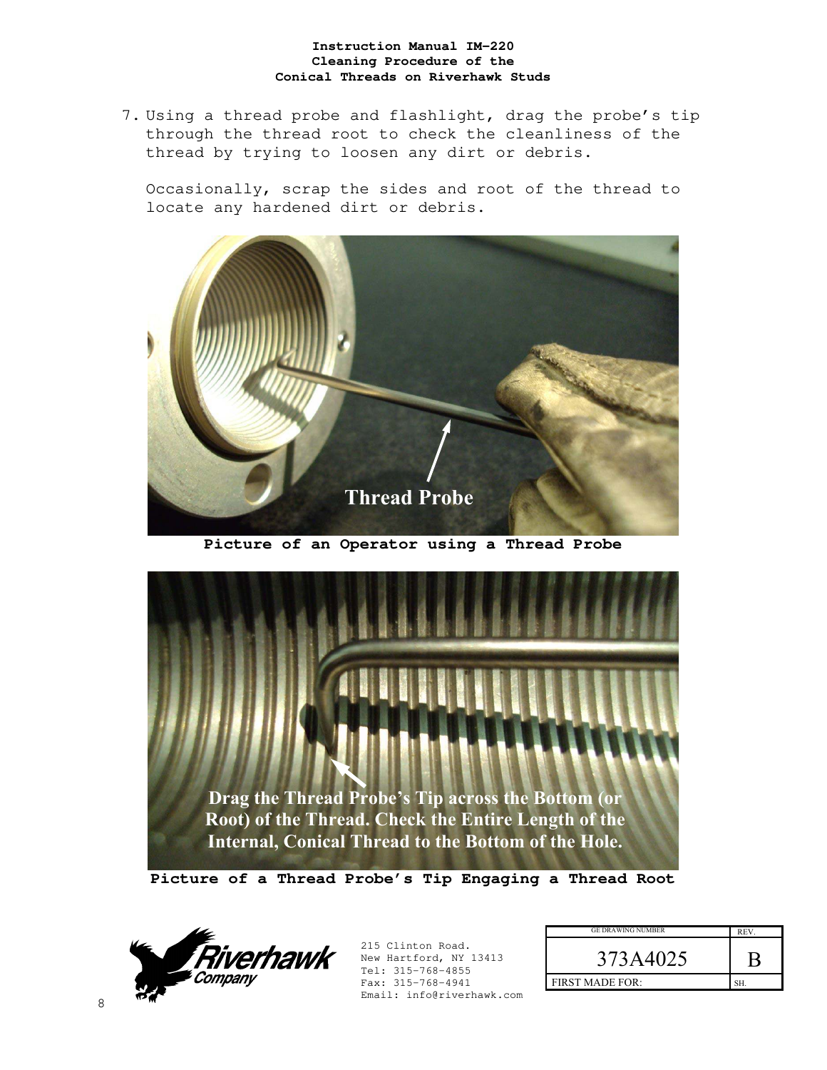7. Using a thread probe and flashlight, drag the probe's tip through the thread root to check the cleanliness of the thread by trying to loosen any dirt or debris.

   Occasionally, scrap the sides and root of the thread to locate any hardened dirt or debris.

Thread Probe

**Picture of an Operator using a Thread Probe**

Drag the Thread Probe's Tip across the Bottom (or Root) of the Thread. Check the Entire Length of the Internal, Conical Thread to the Bottom of the Hole.

**Picture of a Thread Probe's Tip Engaging a Thread Root**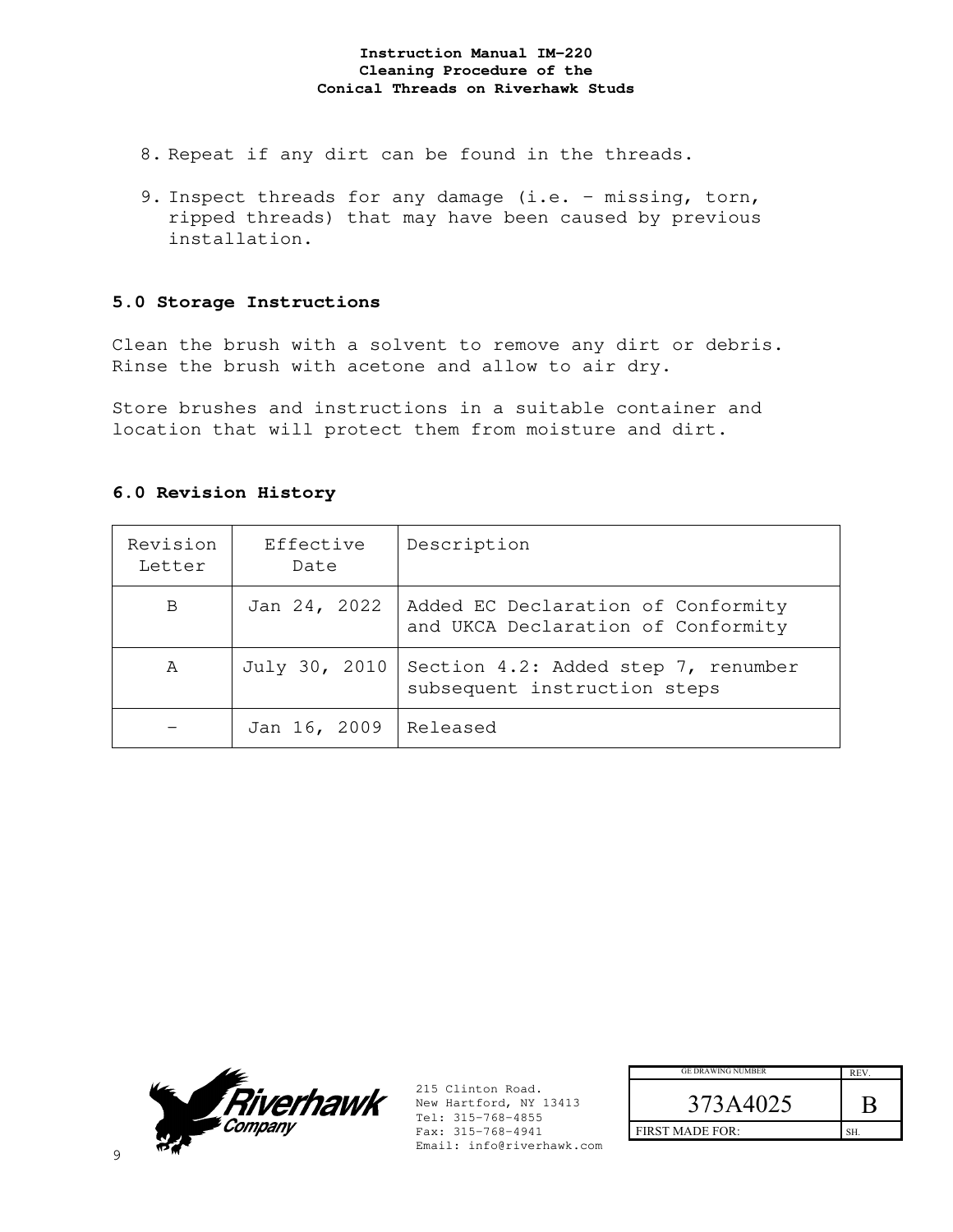8. Repeat if any dirt can be found in the threads.

9. Inspect threads for any damage (i.e. – missing, torn, ripped threads) that may have been caused by previous installation.

## 5.0 Storage Instructions

Clean the brush with a solvent to remove any dirt or debris. Rinse the brush with acetone and allow to air dry.

Store brushes and instructions in a suitable container and location that will protect them from moisture and dirt.

## 6.0 Revision History

| Revision Letter | Effective Date | Description |
|---|---|---|
| B | Jan 24, 2022 | Added EC Declaration of Conformity and UKCA Declaration of Conformity |
| A | July 30, 2010 | Section 4.2: Added step 7, renumber subsequent instruction steps |
| – | Jan 16, 2009 | Released |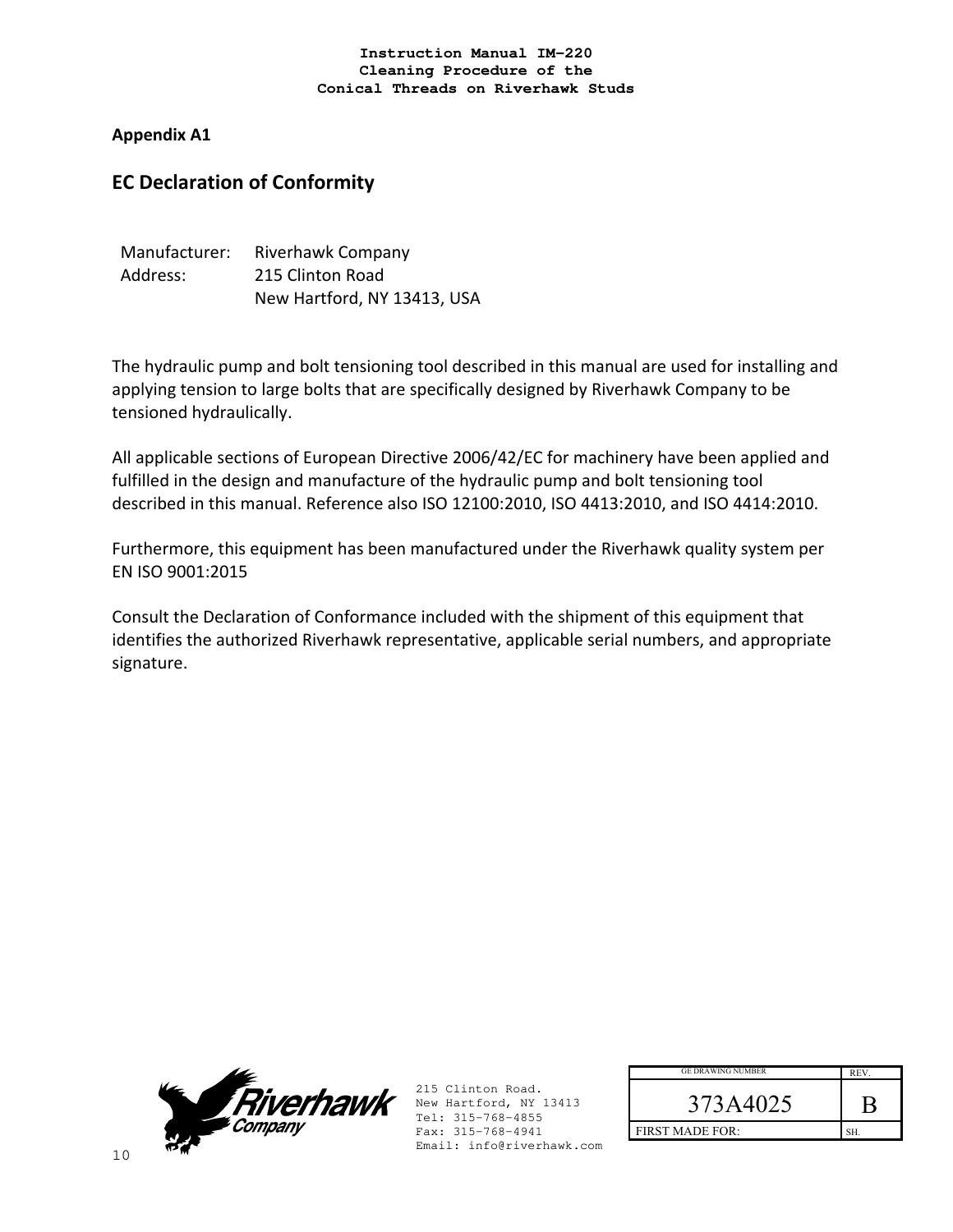## Appendix A1

## EC Declaration of Conformity

Manufacturer: Riverhawk Company
Address: 215 Clinton Road
New Hartford, NY 13413, USA

The hydraulic pump and bolt tensioning tool described in this manual are used for installing and applying tension to large bolts that are specifically designed by Riverhawk Company to be tensioned hydraulically.

All applicable sections of European Directive 2006/42/EC for machinery have been applied and fulfilled in the design and manufacture of the hydraulic pump and bolt tensioning tool described in this manual. Reference also ISO 12100:2010, ISO 4413:2010, and ISO 4414:2010.

Furthermore, this equipment has been manufactured under the Riverhawk quality system per EN ISO 9001:2015

Consult the Declaration of Conformance included with the shipment of this equipment that identifies the authorized Riverhawk representative, applicable serial numbers, and appropriate signature.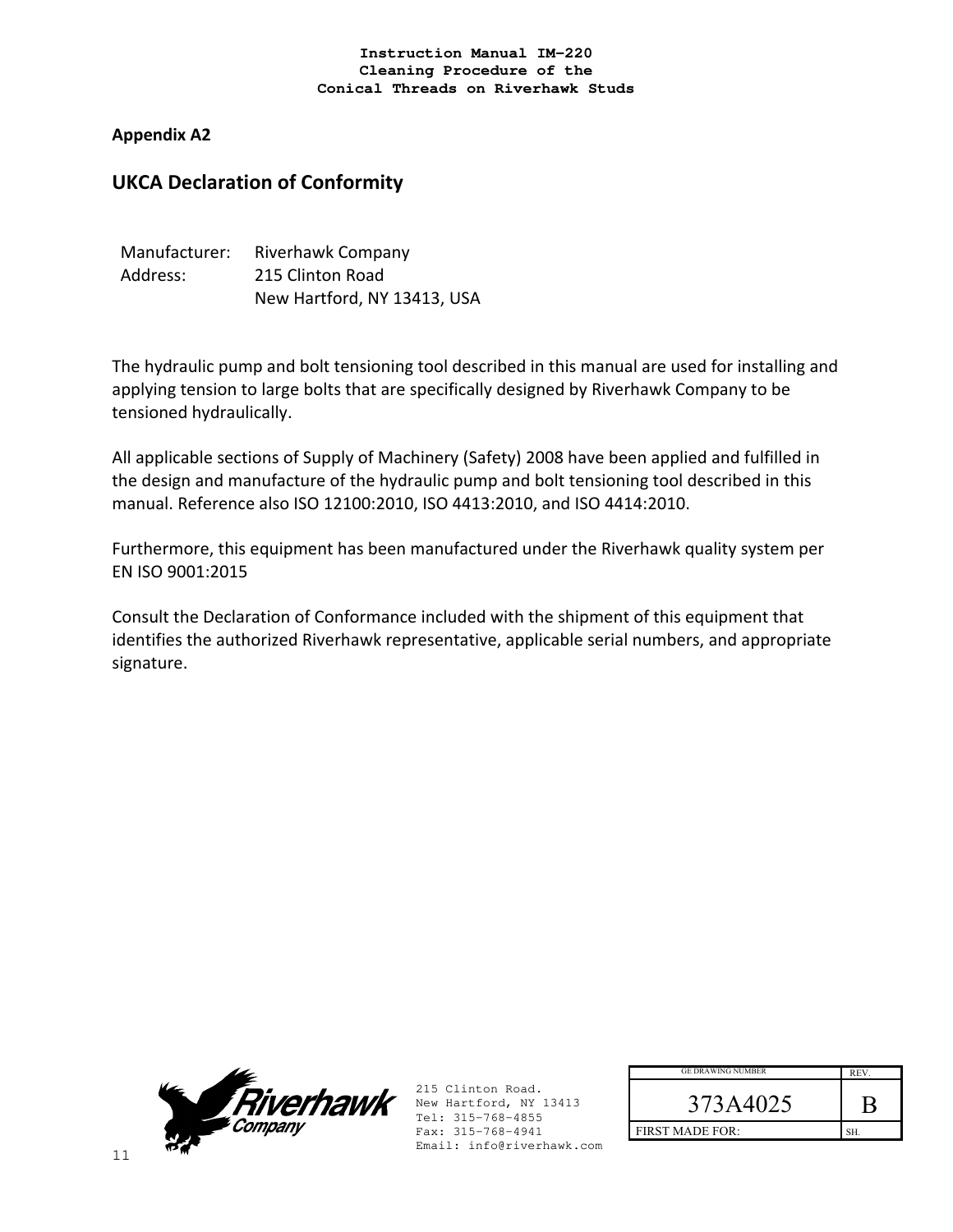## Appendix A2

## UKCA Declaration of Conformity

Manufacturer: Riverhawk Company
Address: 215 Clinton Road
New Hartford, NY 13413, USA

The hydraulic pump and bolt tensioning tool described in this manual are used for installing and applying tension to large bolts that are specifically designed by Riverhawk Company to be tensioned hydraulically.

All applicable sections of Supply of Machinery (Safety) 2008 have been applied and fulfilled in the design and manufacture of the hydraulic pump and bolt tensioning tool described in this manual. Reference also ISO 12100:2010, ISO 4413:2010, and ISO 4414:2010.

Furthermore, this equipment has been manufactured under the Riverhawk quality system per EN ISO 9001:2015

Consult the Declaration of Conformance included with the shipment of this equipment that identifies the authorized Riverhawk representative, applicable serial numbers, and appropriate signature.